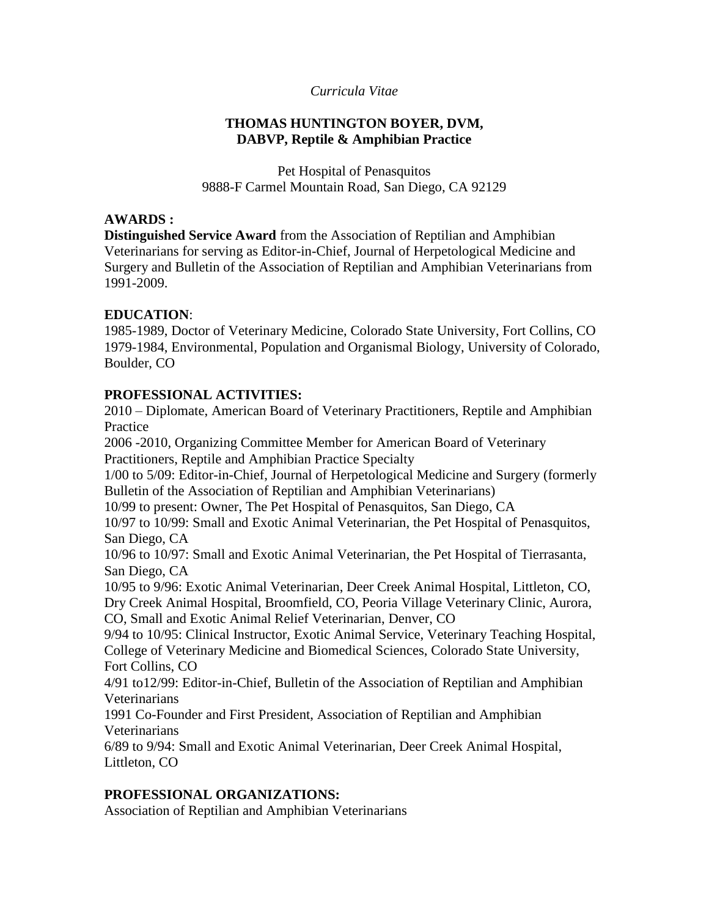*Curricula Vitae*

**THOMAS HUNTINGTON BOYER, DVM, DABVP, Reptile & Amphibian Practice**

Pet Hospital of Penasquitos
9888-F Carmel Mountain Road, San Diego, CA 92129

## AWARDS :

**Distinguished Service Award** from the Association of Reptilian and Amphibian Veterinarians for serving as Editor-in-Chief, Journal of Herpetological Medicine and Surgery and Bulletin of the Association of Reptilian and Amphibian Veterinarians from 1991-2009.

## EDUCATION:

1985-1989, Doctor of Veterinary Medicine, Colorado State University, Fort Collins, CO
1979-1984, Environmental, Population and Organismal Biology, University of Colorado, Boulder, CO

## PROFESSIONAL ACTIVITIES:

2010 – Diplomate, American Board of Veterinary Practitioners, Reptile and Amphibian Practice
2006 -2010, Organizing Committee Member for American Board of Veterinary Practitioners, Reptile and Amphibian Practice Specialty
1/00 to 5/09: Editor-in-Chief, Journal of Herpetological Medicine and Surgery (formerly Bulletin of the Association of Reptilian and Amphibian Veterinarians)
10/99 to present: Owner, The Pet Hospital of Penasquitos, San Diego, CA
10/97 to 10/99: Small and Exotic Animal Veterinarian, the Pet Hospital of Penasquitos, San Diego, CA
10/96 to 10/97: Small and Exotic Animal Veterinarian, the Pet Hospital of Tierrasanta, San Diego, CA
10/95 to 9/96: Exotic Animal Veterinarian, Deer Creek Animal Hospital, Littleton, CO, Dry Creek Animal Hospital, Broomfield, CO, Peoria Village Veterinary Clinic, Aurora, CO, Small and Exotic Animal Relief Veterinarian, Denver, CO
9/94 to 10/95: Clinical Instructor, Exotic Animal Service, Veterinary Teaching Hospital, College of Veterinary Medicine and Biomedical Sciences, Colorado State University, Fort Collins, CO
4/91 to12/99: Editor-in-Chief, Bulletin of the Association of Reptilian and Amphibian Veterinarians
1991 Co-Founder and First President, Association of Reptilian and Amphibian Veterinarians
6/89 to 9/94: Small and Exotic Animal Veterinarian, Deer Creek Animal Hospital, Littleton, CO

## PROFESSIONAL ORGANIZATIONS:

Association of Reptilian and Amphibian Veterinarians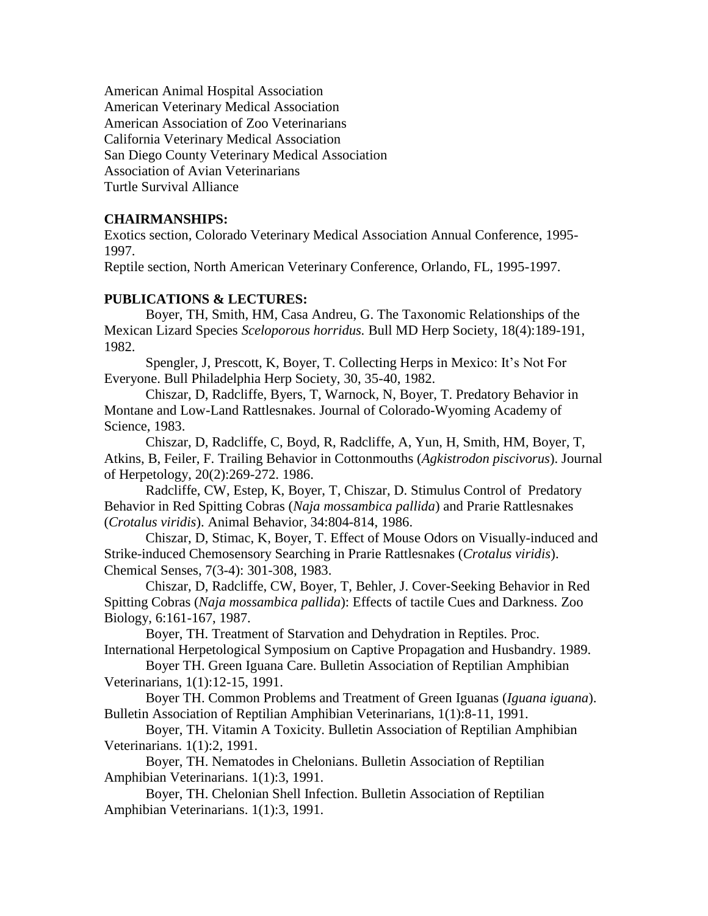American Animal Hospital Association
American Veterinary Medical Association
American Association of Zoo Veterinarians
California Veterinary Medical Association
San Diego County Veterinary Medical Association
Association of Avian Veterinarians
Turtle Survival Alliance

**CHAIRMANSHIPS:**

Exotics section, Colorado Veterinary Medical Association Annual Conference, 1995-1997.

Reptile section, North American Veterinary Conference, Orlando, FL, 1995-1997.

**PUBLICATIONS & LECTURES:**

Boyer, TH, Smith, HM, Casa Andreu, G. The Taxonomic Relationships of the Mexican Lizard Species *Sceloporous horridus.* Bull MD Herp Society, 18(4):189-191, 1982.

Spengler, J, Prescott, K, Boyer, T. Collecting Herps in Mexico: It's Not For Everyone. Bull Philadelphia Herp Society, 30, 35-40, 1982.

Chiszar, D, Radcliffe, Byers, T, Warnock, N, Boyer, T. Predatory Behavior in Montane and Low-Land Rattlesnakes. Journal of Colorado-Wyoming Academy of Science, 1983.

Chiszar, D, Radcliffe, C, Boyd, R, Radcliffe, A, Yun, H, Smith, HM, Boyer, T, Atkins, B, Feiler, F. Trailing Behavior in Cottonmouths (*Agkistrodon piscivorus*). Journal of Herpetology, 20(2):269-272. 1986.

Radcliffe, CW, Estep, K, Boyer, T, Chiszar, D. Stimulus Control of Predatory Behavior in Red Spitting Cobras (*Naja mossambica pallida*) and Prarie Rattlesnakes (*Crotalus viridis*). Animal Behavior, 34:804-814, 1986.

Chiszar, D, Stimac, K, Boyer, T. Effect of Mouse Odors on Visually-induced and Strike-induced Chemosensory Searching in Prarie Rattlesnakes (*Crotalus viridis*). Chemical Senses, 7(3-4): 301-308, 1983.

Chiszar, D, Radcliffe, CW, Boyer, T, Behler, J. Cover-Seeking Behavior in Red Spitting Cobras (*Naja mossambica pallida*): Effects of tactile Cues and Darkness. Zoo Biology, 6:161-167, 1987.

Boyer, TH. Treatment of Starvation and Dehydration in Reptiles. Proc. International Herpetological Symposium on Captive Propagation and Husbandry. 1989.

Boyer TH. Green Iguana Care. Bulletin Association of Reptilian Amphibian Veterinarians, 1(1):12-15, 1991.

Boyer TH. Common Problems and Treatment of Green Iguanas (*Iguana iguana*). Bulletin Association of Reptilian Amphibian Veterinarians, 1(1):8-11, 1991.

Boyer, TH. Vitamin A Toxicity. Bulletin Association of Reptilian Amphibian Veterinarians. 1(1):2, 1991.

Boyer, TH. Nematodes in Chelonians. Bulletin Association of Reptilian Amphibian Veterinarians. 1(1):3, 1991.

Boyer, TH. Chelonian Shell Infection. Bulletin Association of Reptilian Amphibian Veterinarians. 1(1):3, 1991.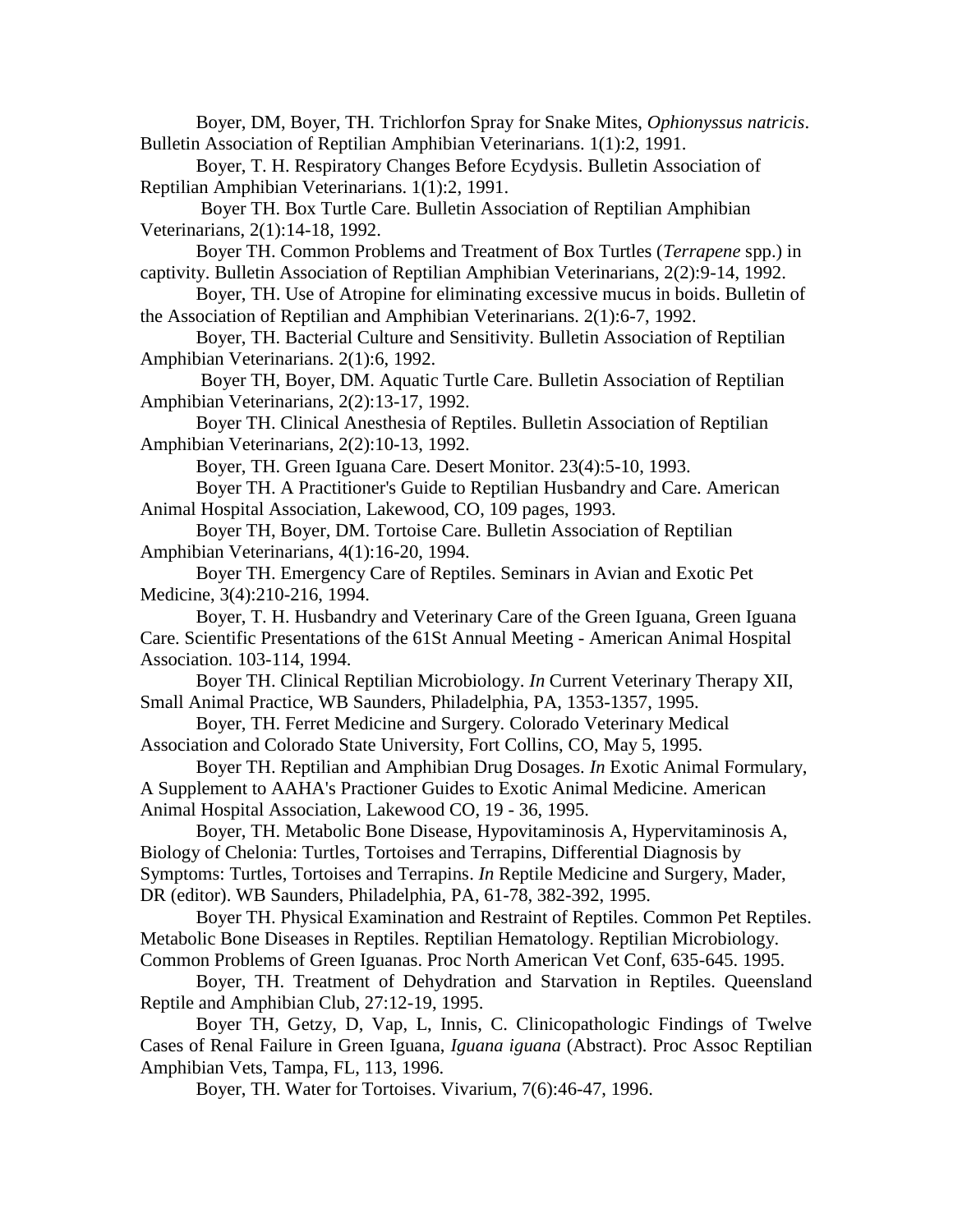Boyer, DM, Boyer, TH. Trichlorfon Spray for Snake Mites, *Ophionyssus natricis*. Bulletin Association of Reptilian Amphibian Veterinarians. 1(1):2, 1991.

Boyer, T. H. Respiratory Changes Before Ecdysis. Bulletin Association of Reptilian Amphibian Veterinarians. 1(1):2, 1991.

Boyer TH. Box Turtle Care. Bulletin Association of Reptilian Amphibian Veterinarians, 2(1):14-18, 1992.

Boyer TH. Common Problems and Treatment of Box Turtles (*Terrapene* spp.) in captivity. Bulletin Association of Reptilian Amphibian Veterinarians, 2(2):9-14, 1992.

Boyer, TH. Use of Atropine for eliminating excessive mucus in boids. Bulletin of the Association of Reptilian and Amphibian Veterinarians. 2(1):6-7, 1992.

Boyer, TH. Bacterial Culture and Sensitivity. Bulletin Association of Reptilian Amphibian Veterinarians. 2(1):6, 1992.

Boyer TH, Boyer, DM. Aquatic Turtle Care. Bulletin Association of Reptilian Amphibian Veterinarians, 2(2):13-17, 1992.

Boyer TH. Clinical Anesthesia of Reptiles. Bulletin Association of Reptilian Amphibian Veterinarians, 2(2):10-13, 1992.

Boyer, TH. Green Iguana Care. Desert Monitor. 23(4):5-10, 1993.

Boyer TH. A Practitioner's Guide to Reptilian Husbandry and Care. American Animal Hospital Association, Lakewood, CO, 109 pages, 1993.

Boyer TH, Boyer, DM. Tortoise Care. Bulletin Association of Reptilian Amphibian Veterinarians, 4(1):16-20, 1994.

Boyer TH. Emergency Care of Reptiles. Seminars in Avian and Exotic Pet Medicine, 3(4):210-216, 1994.

Boyer, T. H. Husbandry and Veterinary Care of the Green Iguana, Green Iguana Care. Scientific Presentations of the 61St Annual Meeting - American Animal Hospital Association. 103-114, 1994.

Boyer TH. Clinical Reptilian Microbiology. *In* Current Veterinary Therapy XII, Small Animal Practice, WB Saunders, Philadelphia, PA, 1353-1357, 1995.

Boyer, TH. Ferret Medicine and Surgery. Colorado Veterinary Medical Association and Colorado State University, Fort Collins, CO, May 5, 1995.

Boyer TH. Reptilian and Amphibian Drug Dosages. *In* Exotic Animal Formulary, A Supplement to AAHA's Practioner Guides to Exotic Animal Medicine. American Animal Hospital Association, Lakewood CO, 19 - 36, 1995.

Boyer, TH. Metabolic Bone Disease, Hypovitaminosis A, Hypervitaminosis A, Biology of Chelonia: Turtles, Tortoises and Terrapins, Differential Diagnosis by Symptoms: Turtles, Tortoises and Terrapins. *In* Reptile Medicine and Surgery, Mader, DR (editor). WB Saunders, Philadelphia, PA, 61-78, 382-392, 1995.

Boyer TH. Physical Examination and Restraint of Reptiles. Common Pet Reptiles. Metabolic Bone Diseases in Reptiles. Reptilian Hematology. Reptilian Microbiology. Common Problems of Green Iguanas. Proc North American Vet Conf, 635-645. 1995.

Boyer, TH. Treatment of Dehydration and Starvation in Reptiles. Queensland Reptile and Amphibian Club, 27:12-19, 1995.

Boyer TH, Getzy, D, Vap, L, Innis, C. Clinicopathologic Findings of Twelve Cases of Renal Failure in Green Iguana, *Iguana iguana* (Abstract). Proc Assoc Reptilian Amphibian Vets, Tampa, FL, 113, 1996.

Boyer, TH. Water for Tortoises. Vivarium, 7(6):46-47, 1996.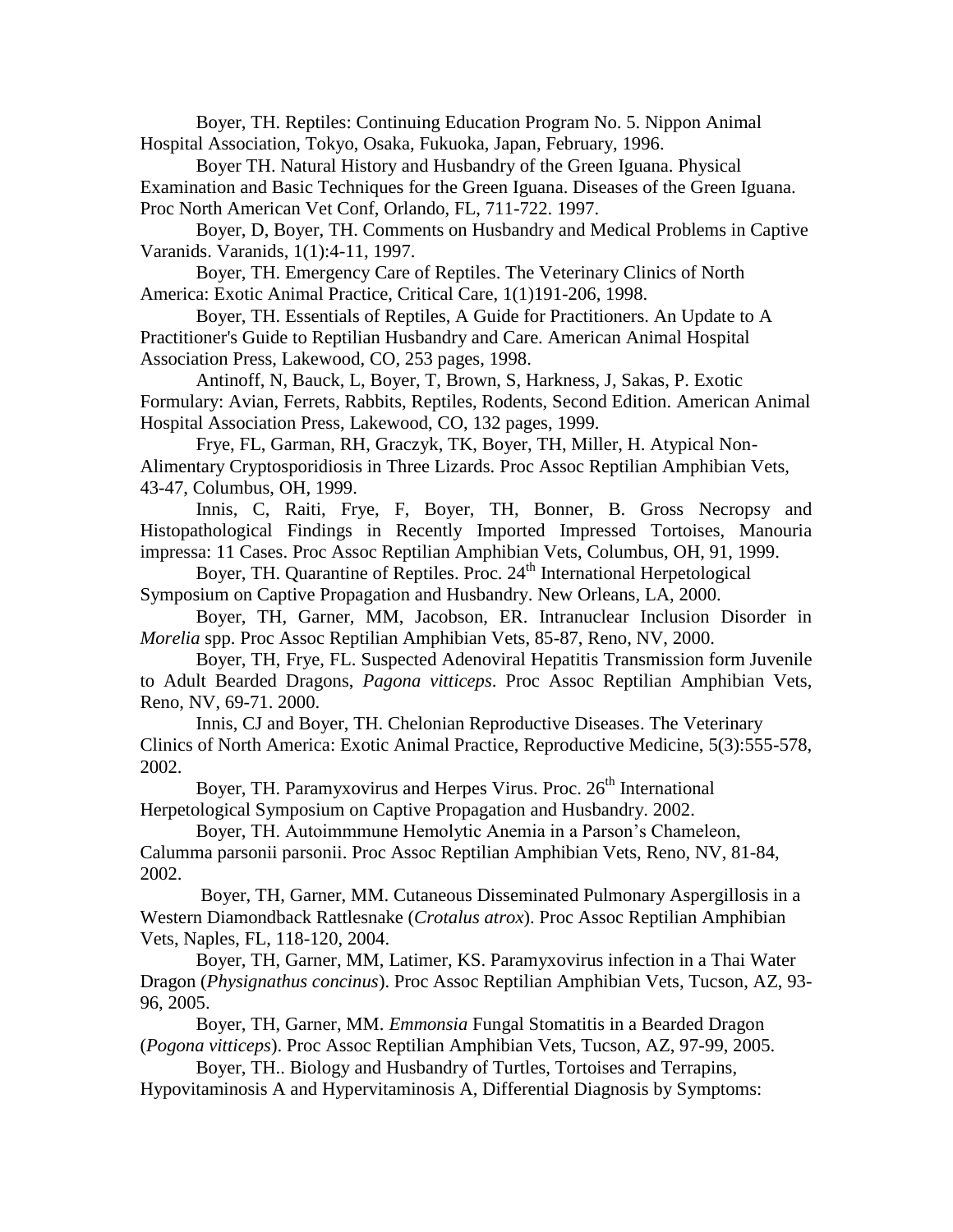Boyer, TH. Reptiles: Continuing Education Program No. 5. Nippon Animal Hospital Association, Tokyo, Osaka, Fukuoka, Japan, February, 1996.

Boyer TH. Natural History and Husbandry of the Green Iguana. Physical Examination and Basic Techniques for the Green Iguana. Diseases of the Green Iguana. Proc North American Vet Conf, Orlando, FL, 711-722. 1997.

Boyer, D, Boyer, TH. Comments on Husbandry and Medical Problems in Captive Varanids. Varanids, 1(1):4-11, 1997.

Boyer, TH. Emergency Care of Reptiles. The Veterinary Clinics of North America: Exotic Animal Practice, Critical Care, 1(1)191-206, 1998.

Boyer, TH. Essentials of Reptiles, A Guide for Practitioners. An Update to A Practitioner's Guide to Reptilian Husbandry and Care. American Animal Hospital Association Press, Lakewood, CO, 253 pages, 1998.

Antinoff, N, Bauck, L, Boyer, T, Brown, S, Harkness, J, Sakas, P. Exotic Formulary: Avian, Ferrets, Rabbits, Reptiles, Rodents, Second Edition. American Animal Hospital Association Press, Lakewood, CO, 132 pages, 1999.

Frye, FL, Garman, RH, Graczyk, TK, Boyer, TH, Miller, H. Atypical Non-Alimentary Cryptosporidiosis in Three Lizards. Proc Assoc Reptilian Amphibian Vets, 43-47, Columbus, OH, 1999.

Innis, C, Raiti, Frye, F, Boyer, TH, Bonner, B. Gross Necropsy and Histopathological Findings in Recently Imported Impressed Tortoises, Manouria impressa: 11 Cases. Proc Assoc Reptilian Amphibian Vets, Columbus, OH, 91, 1999.

Boyer, TH. Quarantine of Reptiles. Proc. 24th International Herpetological Symposium on Captive Propagation and Husbandry. New Orleans, LA, 2000.

Boyer, TH, Garner, MM, Jacobson, ER. Intranuclear Inclusion Disorder in *Morelia* spp. Proc Assoc Reptilian Amphibian Vets, 85-87, Reno, NV, 2000.

Boyer, TH, Frye, FL. Suspected Adenoviral Hepatitis Transmission form Juvenile to Adult Bearded Dragons, *Pagona vitticeps*. Proc Assoc Reptilian Amphibian Vets, Reno, NV, 69-71. 2000.

Innis, CJ and Boyer, TH. Chelonian Reproductive Diseases. The Veterinary Clinics of North America: Exotic Animal Practice, Reproductive Medicine, 5(3):555-578, 2002.

Boyer, TH. Paramyxovirus and Herpes Virus. Proc. 26th International Herpetological Symposium on Captive Propagation and Husbandry. 2002.

Boyer, TH. Autoimmmune Hemolytic Anemia in a Parson's Chameleon, Calumma parsonii parsonii. Proc Assoc Reptilian Amphibian Vets, Reno, NV, 81-84, 2002.

Boyer, TH, Garner, MM. Cutaneous Disseminated Pulmonary Aspergillosis in a Western Diamondback Rattlesnake (*Crotalus atrox*). Proc Assoc Reptilian Amphibian Vets, Naples, FL, 118-120, 2004.

Boyer, TH, Garner, MM, Latimer, KS. Paramyxovirus infection in a Thai Water Dragon (*Physignathus concinus*). Proc Assoc Reptilian Amphibian Vets, Tucson, AZ, 93-96, 2005.

Boyer, TH, Garner, MM. *Emmonsia* Fungal Stomatitis in a Bearded Dragon (*Pogona vitticeps*). Proc Assoc Reptilian Amphibian Vets, Tucson, AZ, 97-99, 2005.

Boyer, TH.. Biology and Husbandry of Turtles, Tortoises and Terrapins, Hypovitaminosis A and Hypervitaminosis A, Differential Diagnosis by Symptoms: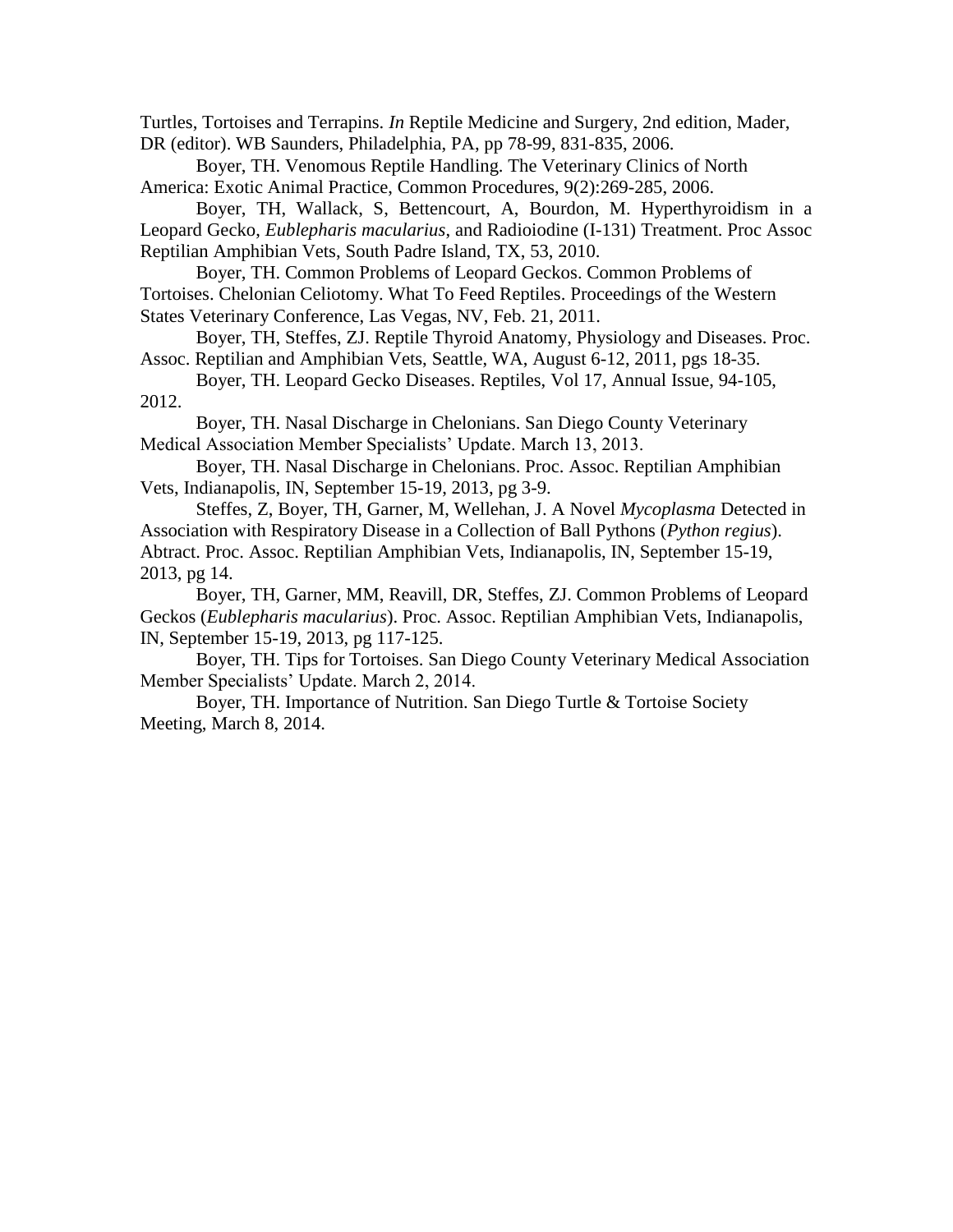Turtles, Tortoises and Terrapins. *In* Reptile Medicine and Surgery, 2nd edition, Mader, DR (editor). WB Saunders, Philadelphia, PA, pp 78-99, 831-835, 2006.

Boyer, TH. Venomous Reptile Handling. The Veterinary Clinics of North America: Exotic Animal Practice, Common Procedures, 9(2):269-285, 2006.

Boyer, TH, Wallack, S, Bettencourt, A, Bourdon, M. Hyperthyroidism in a Leopard Gecko, *Eublepharis macularius*, and Radioiodine (I-131) Treatment. Proc Assoc Reptilian Amphibian Vets, South Padre Island, TX, 53, 2010.

Boyer, TH. Common Problems of Leopard Geckos. Common Problems of Tortoises. Chelonian Celiotomy. What To Feed Reptiles. Proceedings of the Western States Veterinary Conference, Las Vegas, NV, Feb. 21, 2011.

Boyer, TH, Steffes, ZJ. Reptile Thyroid Anatomy, Physiology and Diseases. Proc. Assoc. Reptilian and Amphibian Vets, Seattle, WA, August 6-12, 2011, pgs 18-35.

Boyer, TH. Leopard Gecko Diseases. Reptiles, Vol 17, Annual Issue, 94-105, 2012.

Boyer, TH. Nasal Discharge in Chelonians. San Diego County Veterinary Medical Association Member Specialists' Update. March 13, 2013.

Boyer, TH. Nasal Discharge in Chelonians. Proc. Assoc. Reptilian Amphibian Vets, Indianapolis, IN, September 15-19, 2013, pg 3-9.

Steffes, Z, Boyer, TH, Garner, M, Wellehan, J. A Novel *Mycoplasma* Detected in Association with Respiratory Disease in a Collection of Ball Pythons (*Python regius*). Abtract. Proc. Assoc. Reptilian Amphibian Vets, Indianapolis, IN, September 15-19, 2013, pg 14.

Boyer, TH, Garner, MM, Reavill, DR, Steffes, ZJ. Common Problems of Leopard Geckos (*Eublepharis macularius*). Proc. Assoc. Reptilian Amphibian Vets, Indianapolis, IN, September 15-19, 2013, pg 117-125.

Boyer, TH. Tips for Tortoises. San Diego County Veterinary Medical Association Member Specialists' Update. March 2, 2014.

Boyer, TH. Importance of Nutrition. San Diego Turtle & Tortoise Society Meeting, March 8, 2014.